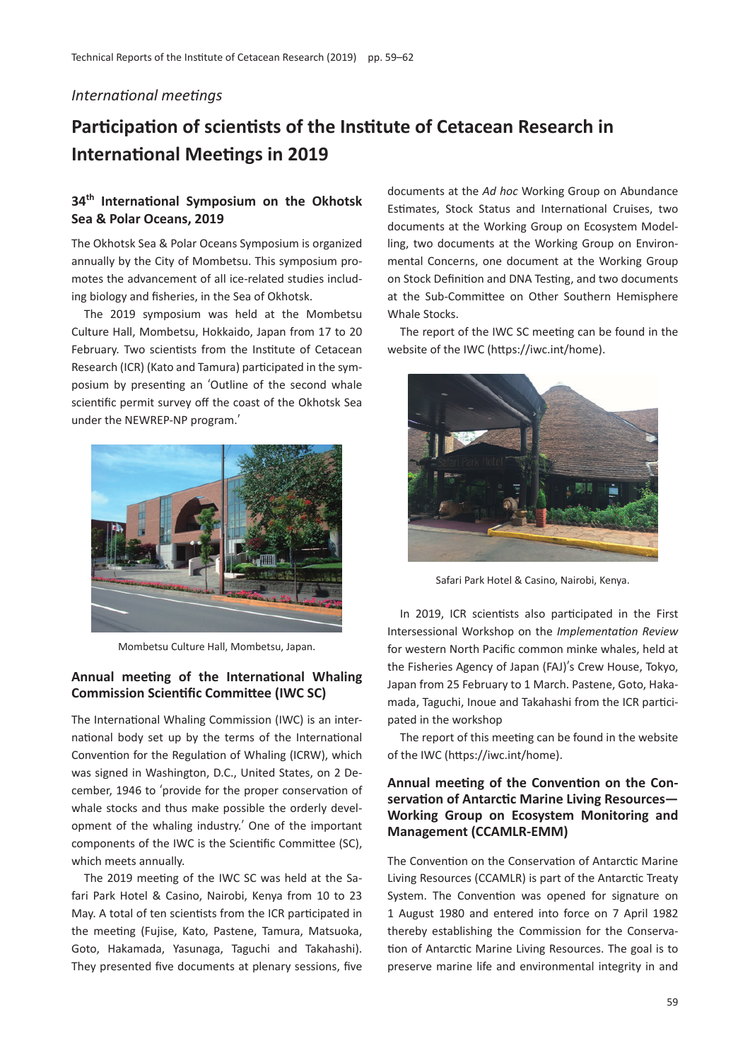*International meetings*

# Participation of scientists of the Institute of Cetacean Research in International Meetings in 2019

## 34th International Symposium on the Okhotsk Sea & Polar Oceans, 2019

The Okhotsk Sea & Polar Oceans Symposium is organized annually by the City of Mombetsu. This symposium promotes the advancement of all ice-related studies including biology and fisheries, in the Sea of Okhotsk.

The 2019 symposium was held at the Mombetsu Culture Hall, Mombetsu, Hokkaido, Japan from 17 to 20 February. Two scientists from the Institute of Cetacean Research (ICR) (Kato and Tamura) participated in the symposium by presenting an 'Outline of the second whale scientific permit survey off the coast of the Okhotsk Sea under the NEWREP-NP program.'

Mombetsu Culture Hall, Mombetsu, Japan.

## Annual meeting of the International Whaling Commission Scientific Committee (IWC SC)

The International Whaling Commission (IWC) is an international body set up by the terms of the International Convention for the Regulation of Whaling (ICRW), which was signed in Washington, D.C., United States, on 2 December, 1946 to 'provide for the proper conservation of whale stocks and thus make possible the orderly development of the whaling industry.' One of the important components of the IWC is the Scientific Committee (SC), which meets annually.

The 2019 meeting of the IWC SC was held at the Safari Park Hotel & Casino, Nairobi, Kenya from 10 to 23 May. A total of ten scientists from the ICR participated in the meeting (Fujise, Kato, Pastene, Tamura, Matsuoka, Goto, Hakamada, Yasunaga, Taguchi and Takahashi). They presented five documents at plenary sessions, five documents at the *Ad hoc* Working Group on Abundance Estimates, Stock Status and International Cruises, two documents at the Working Group on Ecosystem Modelling, two documents at the Working Group on Environmental Concerns, one document at the Working Group on Stock Definition and DNA Testing, and two documents at the Sub-Committee on Other Southern Hemisphere Whale Stocks.

The report of the IWC SC meeting can be found in the website of the IWC (https://iwc.int/home).

Safari Park Hotel & Casino, Nairobi, Kenya.

In 2019, ICR scientists also participated in the First Intersessional Workshop on the *Implementation Review* for western North Pacific common minke whales, held at the Fisheries Agency of Japan (FAJ)'s Crew House, Tokyo, Japan from 25 February to 1 March. Pastene, Goto, Hakamada, Taguchi, Inoue and Takahashi from the ICR participated in the workshop

The report of this meeting can be found in the website of the IWC (https://iwc.int/home).

## Annual meeting of the Convention on the Conservation of Antarctic Marine Living Resources—Working Group on Ecosystem Monitoring and Management (CCAMLR-EMM)

The Convention on the Conservation of Antarctic Marine Living Resources (CCAMLR) is part of the Antarctic Treaty System. The Convention was opened for signature on 1 August 1980 and entered into force on 7 April 1982 thereby establishing the Commission for the Conservation of Antarctic Marine Living Resources. The goal is to preserve marine life and environmental integrity in and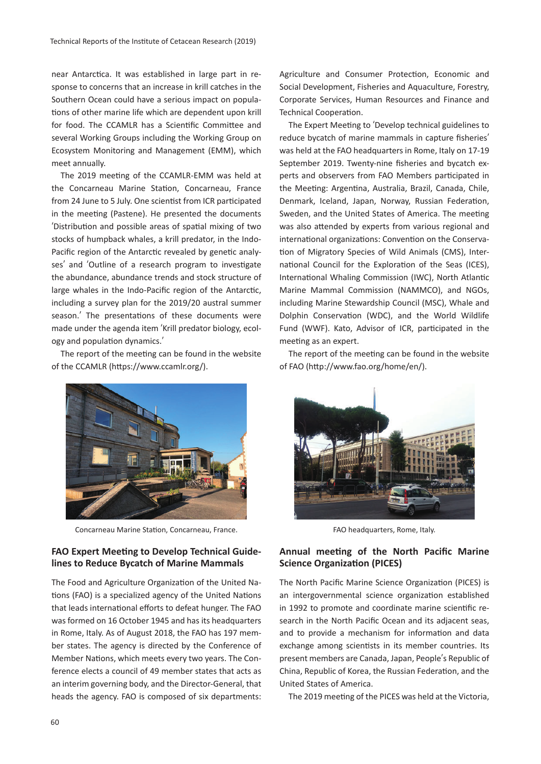near Antarctica. It was established in large part in response to concerns that an increase in krill catches in the Southern Ocean could have a serious impact on populations of other marine life which are dependent upon krill for food. The CCAMLR has a Scientific Committee and several Working Groups including the Working Group on Ecosystem Monitoring and Management (EMM), which meet annually.

The 2019 meeting of the CCAMLR-EMM was held at the Concarneau Marine Station, Concarneau, France from 24 June to 5 July. One scientist from ICR participated in the meeting (Pastene). He presented the documents 'Distribution and possible areas of spatial mixing of two stocks of humpback whales, a krill predator, in the Indo-Pacific region of the Antarctic revealed by genetic analyses' and 'Outline of a research program to investigate the abundance, abundance trends and stock structure of large whales in the Indo-Pacific region of the Antarctic, including a survey plan for the 2019/20 austral summer season.' The presentations of these documents were made under the agenda item 'Krill predator biology, ecology and population dynamics.'

The report of the meeting can be found in the website of the CCAMLR (https://www.ccamlr.org/).

Concarneau Marine Station, Concarneau, France.

## FAO Expert Meeting to Develop Technical Guidelines to Reduce Bycatch of Marine Mammals

The Food and Agriculture Organization of the United Nations (FAO) is a specialized agency of the United Nations that leads international efforts to defeat hunger. The FAO was formed on 16 October 1945 and has its headquarters in Rome, Italy. As of August 2018, the FAO has 197 member states. The agency is directed by the Conference of Member Nations, which meets every two years. The Conference elects a council of 49 member states that acts as an interim governing body, and the Director-General, that heads the agency. FAO is composed of six departments: Agriculture and Consumer Protection, Economic and Social Development, Fisheries and Aquaculture, Forestry, Corporate Services, Human Resources and Finance and Technical Cooperation.

The Expert Meeting to 'Develop technical guidelines to reduce bycatch of marine mammals in capture fisheries' was held at the FAO headquarters in Rome, Italy on 17-19 September 2019. Twenty-nine fisheries and bycatch experts and observers from FAO Members participated in the Meeting: Argentina, Australia, Brazil, Canada, Chile, Denmark, Iceland, Japan, Norway, Russian Federation, Sweden, and the United States of America. The meeting was also attended by experts from various regional and international organizations: Convention on the Conservation of Migratory Species of Wild Animals (CMS), International Council for the Exploration of the Seas (ICES), International Whaling Commission (IWC), North Atlantic Marine Mammal Commission (NAMMCO), and NGOs, including Marine Stewardship Council (MSC), Whale and Dolphin Conservation (WDC), and the World Wildlife Fund (WWF). Kato, Advisor of ICR, participated in the meeting as an expert.

The report of the meeting can be found in the website of FAO (http://www.fao.org/home/en/).

FAO headquarters, Rome, Italy.

## Annual meeting of the North Pacific Marine Science Organization (PICES)

The North Pacific Marine Science Organization (PICES) is an intergovernmental science organization established in 1992 to promote and coordinate marine scientific research in the North Pacific Ocean and its adjacent seas, and to provide a mechanism for information and data exchange among scientists in its member countries. Its present members are Canada, Japan, People's Republic of China, Republic of Korea, the Russian Federation, and the United States of America.

The 2019 meeting of the PICES was held at the Victoria,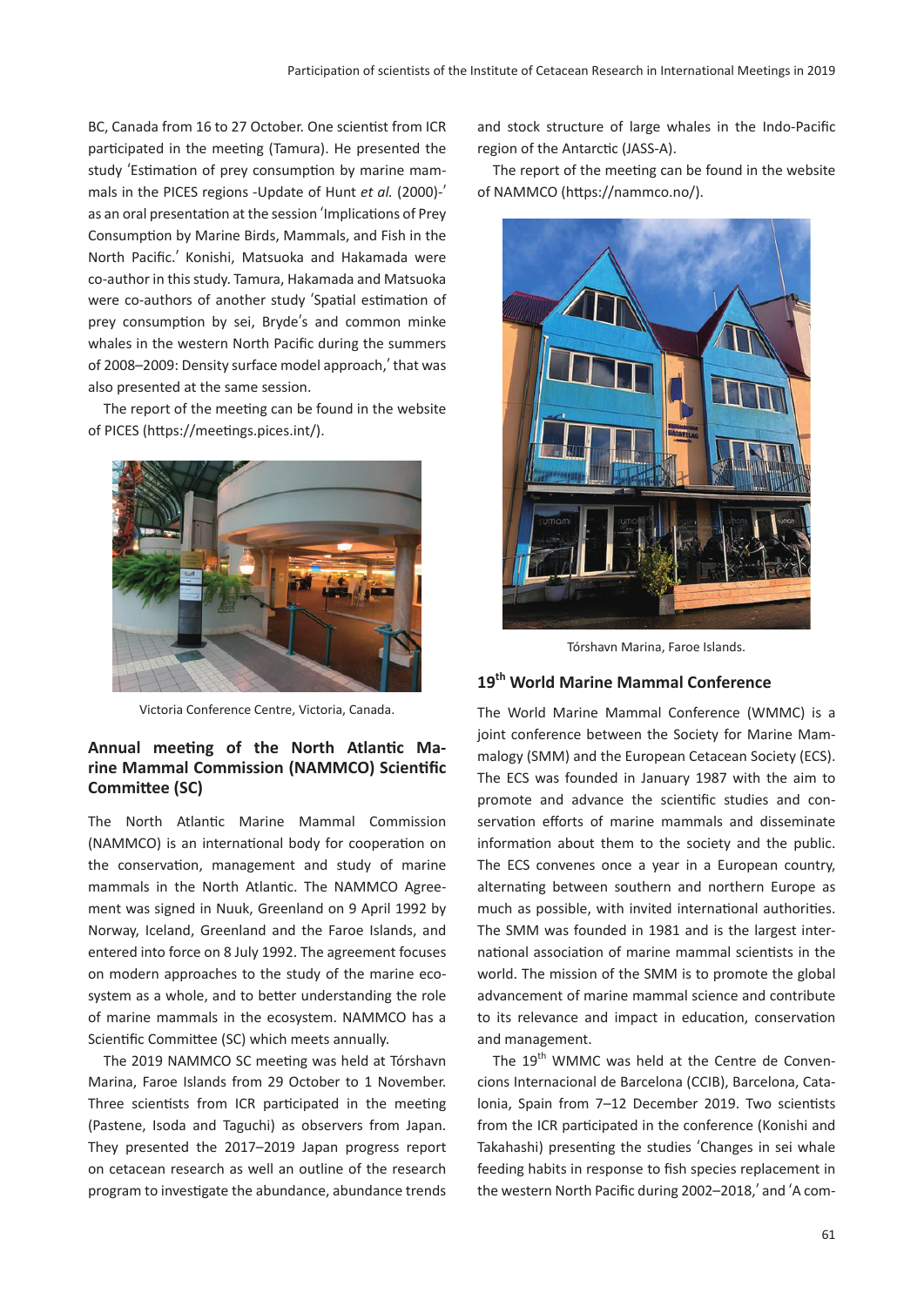BC, Canada from 16 to 27 October. One scientist from ICR participated in the meeting (Tamura). He presented the study 'Estimation of prey consumption by marine mammals in the PICES regions -Update of Hunt *et al.* (2000)-' as an oral presentation at the session 'Implications of Prey Consumption by Marine Birds, Mammals, and Fish in the North Pacific.' Konishi, Matsuoka and Hakamada were co-author in this study. Tamura, Hakamada and Matsuoka were co-authors of another study 'Spatial estimation of prey consumption by sei, Bryde's and common minke whales in the western North Pacific during the summers of 2008–2009: Density surface model approach,' that was also presented at the same session.

The report of the meeting can be found in the website of PICES (https://meetings.pices.int/).

Victoria Conference Centre, Victoria, Canada.

## Annual meeting of the North Atlantic Marine Mammal Commission (NAMMCO) Scientific Committee (SC)

The North Atlantic Marine Mammal Commission (NAMMCO) is an international body for cooperation on the conservation, management and study of marine mammals in the North Atlantic. The NAMMCO Agreement was signed in Nuuk, Greenland on 9 April 1992 by Norway, Iceland, Greenland and the Faroe Islands, and entered into force on 8 July 1992. The agreement focuses on modern approaches to the study of the marine ecosystem as a whole, and to better understanding the role of marine mammals in the ecosystem. NAMMCO has a Scientific Committee (SC) which meets annually.

The 2019 NAMMCO SC meeting was held at Tórshavn Marina, Faroe Islands from 29 October to 1 November. Three scientists from ICR participated in the meeting (Pastene, Isoda and Taguchi) as observers from Japan. They presented the 2017–2019 Japan progress report on cetacean research as well an outline of the research program to investigate the abundance, abundance trends and stock structure of large whales in the Indo-Pacific region of the Antarctic (JASS-A).

The report of the meeting can be found in the website of NAMMCO (https://nammco.no/).

Tórshavn Marina, Faroe Islands.

## 19th World Marine Mammal Conference

The World Marine Mammal Conference (WMMC) is a joint conference between the Society for Marine Mammalogy (SMM) and the European Cetacean Society (ECS). The ECS was founded in January 1987 with the aim to promote and advance the scientific studies and conservation efforts of marine mammals and disseminate information about them to the society and the public. The ECS convenes once a year in a European country, alternating between southern and northern Europe as much as possible, with invited international authorities. The SMM was founded in 1981 and is the largest international association of marine mammal scientists in the world. The mission of the SMM is to promote the global advancement of marine mammal science and contribute to its relevance and impact in education, conservation and management.

The 19th WMMC was held at the Centre de Convencions Internacional de Barcelona (CCIB), Barcelona, Catalonia, Spain from 7–12 December 2019. Two scientists from the ICR participated in the conference (Konishi and Takahashi) presenting the studies 'Changes in sei whale feeding habits in response to fish species replacement in the western North Pacific during 2002–2018,' and 'A com-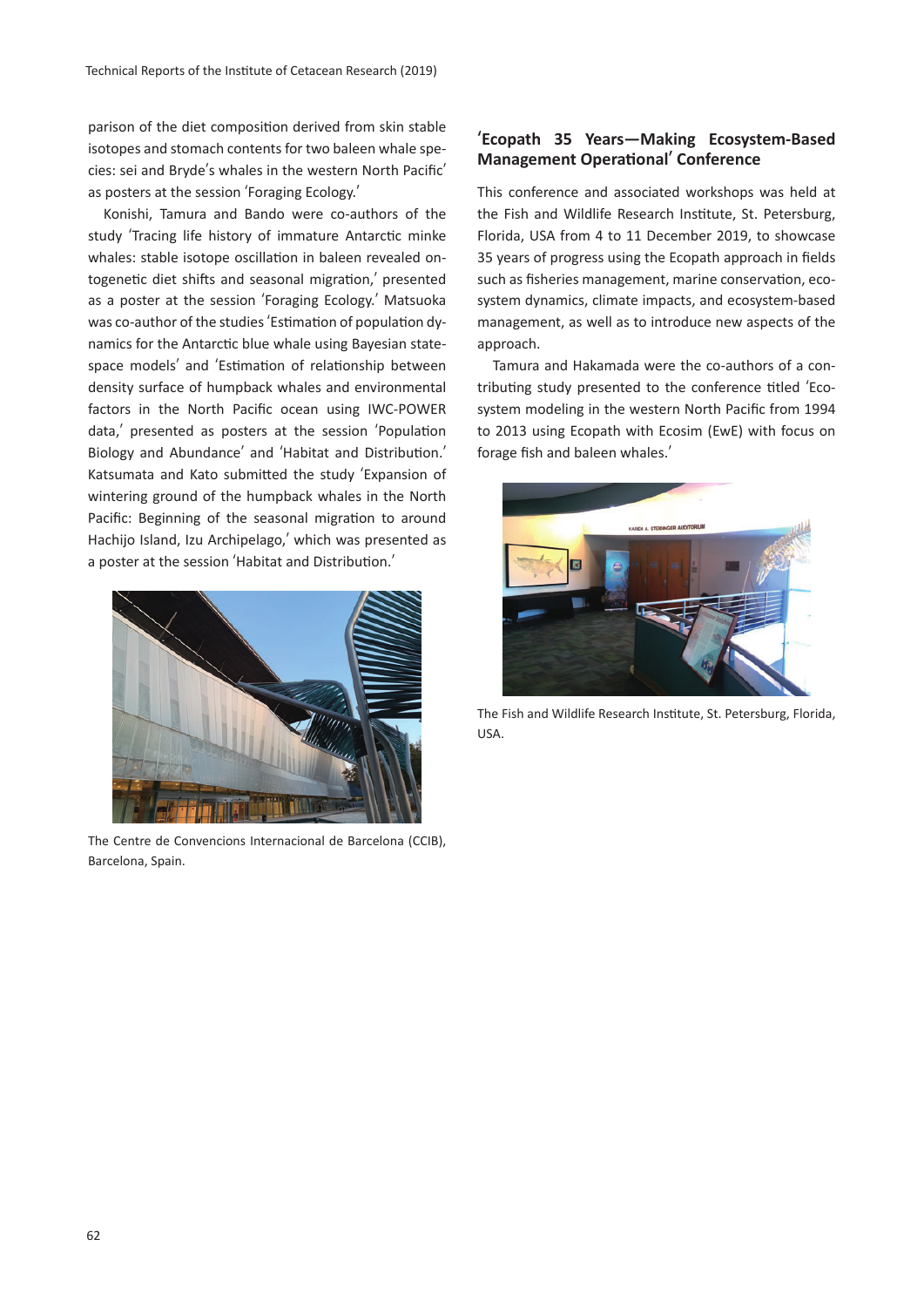parison of the diet composition derived from skin stable isotopes and stomach contents for two baleen whale species: sei and Bryde's whales in the western North Pacific' as posters at the session 'Foraging Ecology.'

Konishi, Tamura and Bando were co-authors of the study 'Tracing life history of immature Antarctic minke whales: stable isotope oscillation in baleen revealed ontogenetic diet shifts and seasonal migration,' presented as a poster at the session 'Foraging Ecology.' Matsuoka was co-author of the studies 'Estimation of population dynamics for the Antarctic blue whale using Bayesian state-space models' and 'Estimation of relationship between density surface of humpback whales and environmental factors in the North Pacific ocean using IWC-POWER data,' presented as posters at the session 'Population Biology and Abundance' and 'Habitat and Distribution.' Katsumata and Kato submitted the study 'Expansion of wintering ground of the humpback whales in the North Pacific: Beginning of the seasonal migration to around Hachijo Island, Izu Archipelago,' which was presented as a poster at the session 'Habitat and Distribution.'

The Centre de Convencions Internacional de Barcelona (CCIB), Barcelona, Spain.

## 'Ecopath 35 Years—Making Ecosystem-Based Management Operational' Conference

This conference and associated workshops was held at the Fish and Wildlife Research Institute, St. Petersburg, Florida, USA from 4 to 11 December 2019, to showcase 35 years of progress using the Ecopath approach in fields such as fisheries management, marine conservation, ecosystem dynamics, climate impacts, and ecosystem-based management, as well as to introduce new aspects of the approach.

Tamura and Hakamada were the co-authors of a contributing study presented to the conference titled 'Ecosystem modeling in the western North Pacific from 1994 to 2013 using Ecopath with Ecosim (EwE) with focus on forage fish and baleen whales.'

The Fish and Wildlife Research Institute, St. Petersburg, Florida, USA.